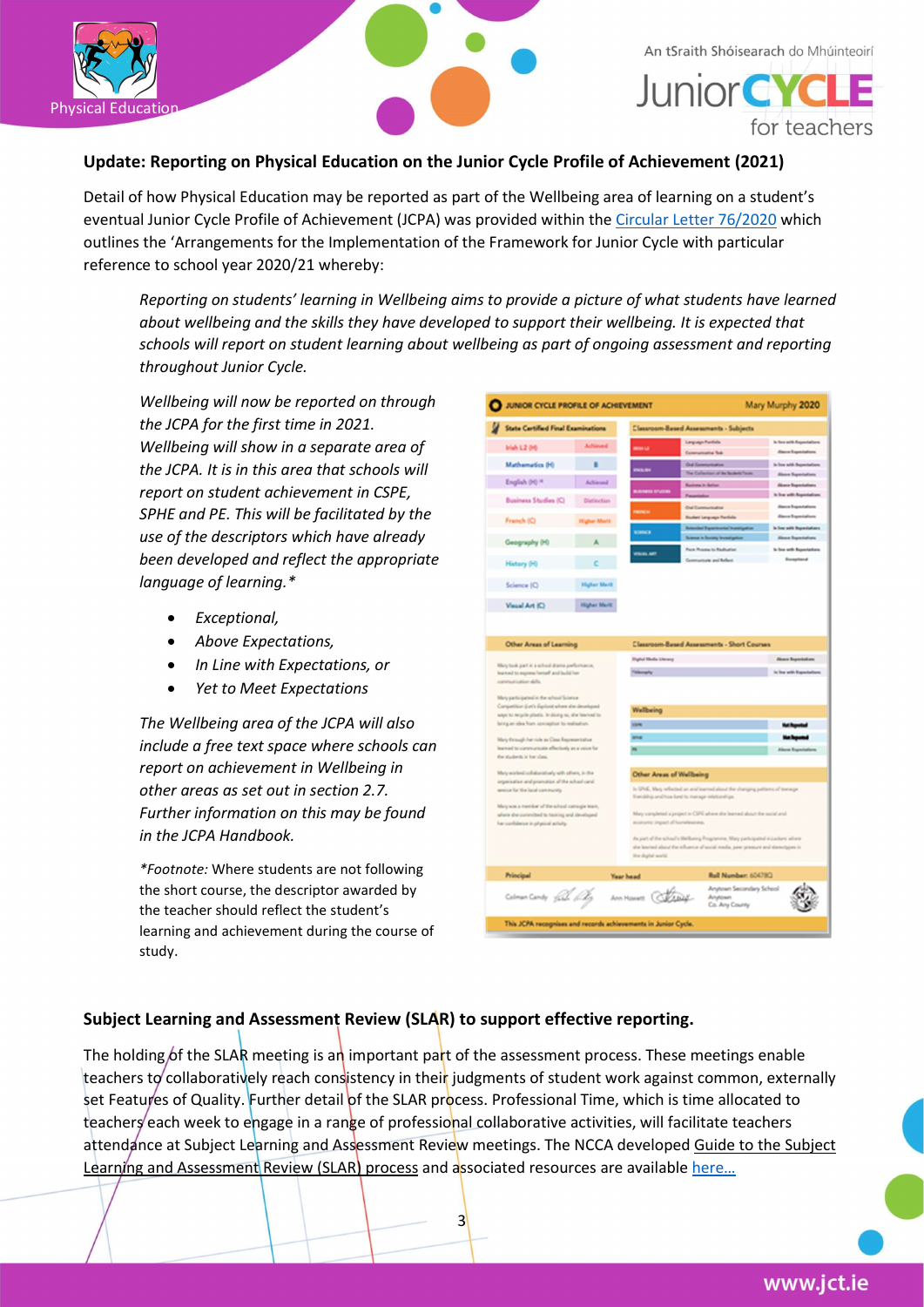## Update: Reporting on Physical Education on the Junior Cycle Profile of Achievement (2021)

Detail of how Physical Education may be reported as part of the Wellbeing area of learning on a student's eventual Junior Cycle Profile of Achievement (JCPA) was provided within the [Circular Letter 76/2020]() which outlines the 'Arrangements for the Implementation of the Framework for Junior Cycle with particular reference to school year 2020/21 whereby:

> *Reporting on students' learning in Wellbeing aims to provide a picture of what students have learned about wellbeing and the skills they have developed to support their wellbeing. It is expected that schools will report on student learning about wellbeing as part of ongoing assessment and reporting throughout Junior Cycle.*
>
> *Wellbeing will now be reported on through the JCPA for the first time in 2021. Wellbeing will show in a separate area of the JCPA. It is in this area that schools will report on student achievement in CSPE, SPHE and PE. This will be facilitated by the use of the descriptors which have already been developed and reflect the appropriate language of learning.**
>
> - *Exceptional,*
> - *Above Expectations,*
> - *In Line with Expectations, or*
> - *Yet to Meet Expectations*
>
> *The Wellbeing area of the JCPA will also include a free text space where schools can report on achievement in Wellbeing in other areas as set out in section 2.7. Further information on this may be found in the JCPA Handbook.*
>
> **Footnote:* Where students are not following the short course, the descriptor awarded by the teacher should reflect the student's learning and achievement during the course of study.

## Subject Learning and Assessment Review (SLAR) to support effective reporting.

The holding of the SLAR meeting is an important part of the assessment process. These meetings enable teachers to collaboratively reach consistency in their judgments of student work against common, externally set Features of Quality. Further detail of the SLAR process. Professional Time, which is time allocated to teachers each week to engage in a range of professional collaborative activities, will facilitate teachers attendance at Subject Learning and Assessment Review meetings. The NCCA developed [Guide to the Subject Learning and Assessment Review (SLAR) process]() and associated resources are available [here…]()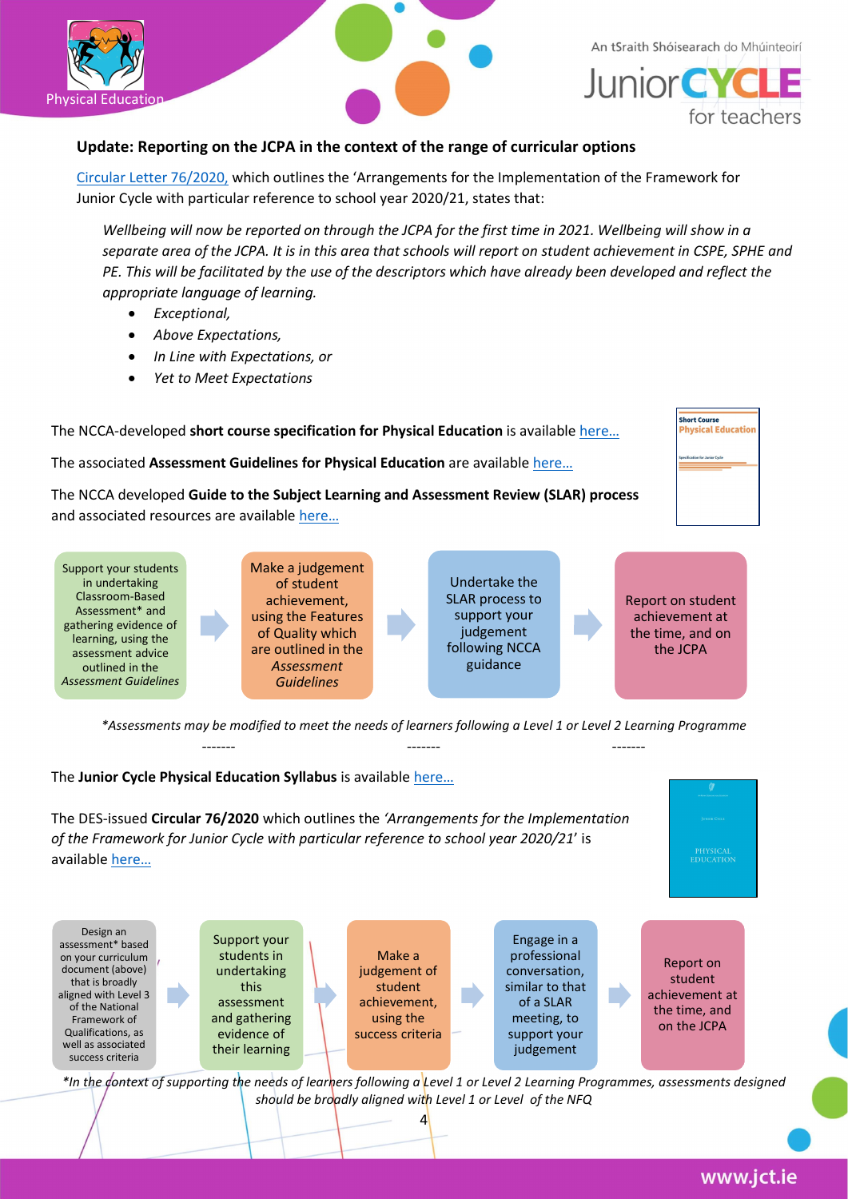## Update: Reporting on the JCPA in the context of the range of curricular options

Circular Letter 76/2020, which outlines the 'Arrangements for the Implementation of the Framework for Junior Cycle with particular reference to school year 2020/21, states that:

*Wellbeing will now be reported on through the JCPA for the first time in 2021. Wellbeing will show in a separate area of the JCPA. It is in this area that schools will report on student achievement in CSPE, SPHE and PE. This will be facilitated by the use of the descriptors which have already been developed and reflect the appropriate language of learning.*

- *Exceptional,*
- *Above Expectations,*
- *In Line with Expectations, or*
- *Yet to Meet Expectations*

The NCCA-developed **short course specification for Physical Education** is available here…

The associated **Assessment Guidelines for Physical Education** are available here…

The NCCA developed **Guide to the Subject Learning and Assessment Review (SLAR) process** and associated resources are available here…

Support your students in undertaking Classroom-Based Assessment* and gathering evidence of learning, using the assessment advice outlined in the *Assessment Guidelines* → Make a judgement of student achievement, using the Features of Quality which are outlined in the *Assessment Guidelines* → Undertake the SLAR process to support your judgement following NCCA guidance → Report on student achievement at the time, and on the JCPA

*\*Assessments may be modified to meet the needs of learners following a Level 1 or Level 2 Learning Programme*

------- ------- -------

The **Junior Cycle Physical Education Syllabus** is available here…

The DES-issued **Circular 76/2020** which outlines the *'Arrangements for the Implementation of the Framework for Junior Cycle with particular reference to school year 2020/21'* is available here…

Design an assessment* based on your curriculum document (above) that is broadly aligned with Level 3 of the National Framework of Qualifications, as well as associated success criteria → Support your students in undertaking this assessment and gathering evidence of their learning → Make a judgement of student achievement, using the success criteria → Engage in a professional conversation, similar to that of a SLAR meeting, to support your judgement → Report on student achievement at the time, and on the JCPA

*\*In the context of supporting the needs of learners following a Level 1 or Level 2 Learning Programmes, assessments designed should be broadly aligned with Level 1 or Level of the NFQ*